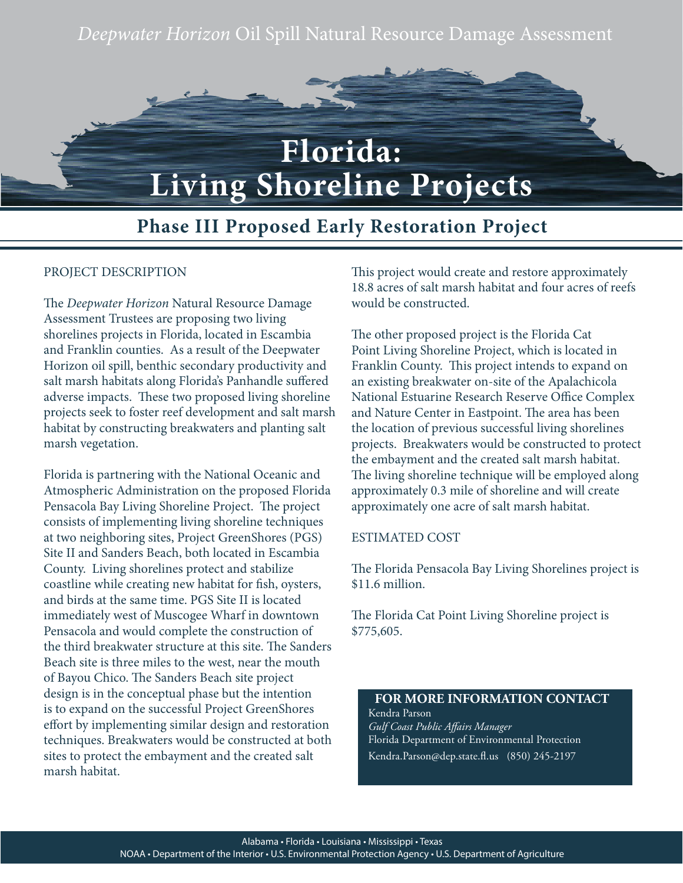*Deepwater Horizon* Oil Spill Natural Resource Damage Assessment

# Florida: Living Shoreline Projects

## Phase III Proposed Early Restoration Project

PROJECT DESCRIPTION

The *Deepwater Horizon* Natural Resource Damage Assessment Trustees are proposing two living shorelines projects in Florida, located in Escambia and Franklin counties. As a result of the Deepwater Horizon oil spill, benthic secondary productivity and salt marsh habitats along Florida's Panhandle suffered adverse impacts. These two proposed living shoreline projects seek to foster reef development and salt marsh habitat by constructing breakwaters and planting salt marsh vegetation.

Florida is partnering with the National Oceanic and Atmospheric Administration on the proposed Florida Pensacola Bay Living Shoreline Project. The project consists of implementing living shoreline techniques at two neighboring sites, Project GreenShores (PGS) Site II and Sanders Beach, both located in Escambia County. Living shorelines protect and stabilize coastline while creating new habitat for fish, oysters, and birds at the same time. PGS Site II is located immediately west of Muscogee Wharf in downtown Pensacola and would complete the construction of the third breakwater structure at this site. The Sanders Beach site is three miles to the west, near the mouth of Bayou Chico. The Sanders Beach site project design is in the conceptual phase but the intention is to expand on the successful Project GreenShores effort by implementing similar design and restoration techniques. Breakwaters would be constructed at both sites to protect the embayment and the created salt marsh habitat.

This project would create and restore approximately 18.8 acres of salt marsh habitat and four acres of reefs would be constructed.

The other proposed project is the Florida Cat Point Living Shoreline Project, which is located in Franklin County. This project intends to expand on an existing breakwater on-site of the Apalachicola National Estuarine Research Reserve Office Complex and Nature Center in Eastpoint. The area has been the location of previous successful living shorelines projects. Breakwaters would be constructed to protect the embayment and the created salt marsh habitat. The living shoreline technique will be employed along approximately 0.3 mile of shoreline and will create approximately one acre of salt marsh habitat.

ESTIMATED COST

The Florida Pensacola Bay Living Shorelines project is $11.6 million.

The Florida Cat Point Living Shoreline project is $775,605.

**FOR MORE INFORMATION CONTACT**

Kendra Parson
*Gulf Coast Public Affairs Manager*
Florida Department of Environmental Protection
Kendra.Parson@dep.state.fl.us (850) 245-2197

Alabama • Florida • Louisiana • Mississippi • Texas
NOAA • Department of the Interior • U.S. Environmental Protection Agency • U.S. Department of Agriculture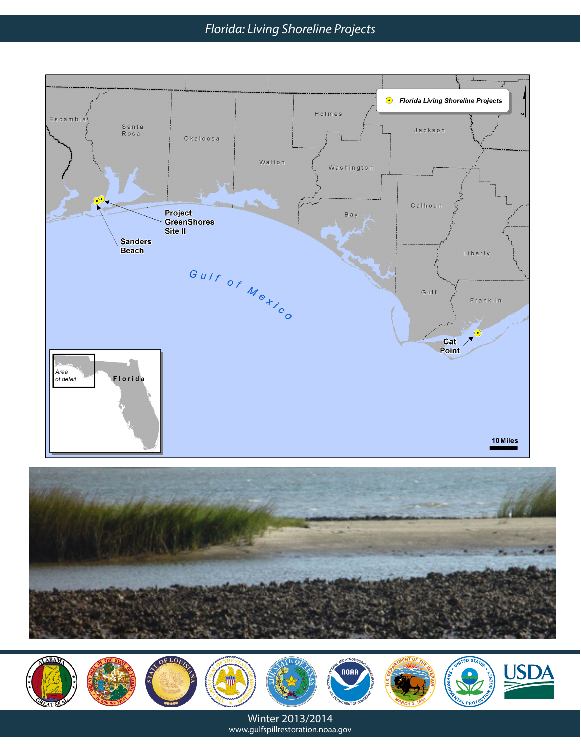# Florida: Living Shoreline Projects

Florida Living Shoreline Projects

Escambia
Santa Rosa
Okaloosa
Walton
Holmes
Washington
Jackson
Bay
Calhoun
Liberty
Gulf
Franklin

Project GreenShores Site II

Sanders Beach

Cat Point

Gulf of Mexico

Area of detail

Florida

10 Miles

Winter 2013/2014

www.gulfspillrestoration.noaa.gov